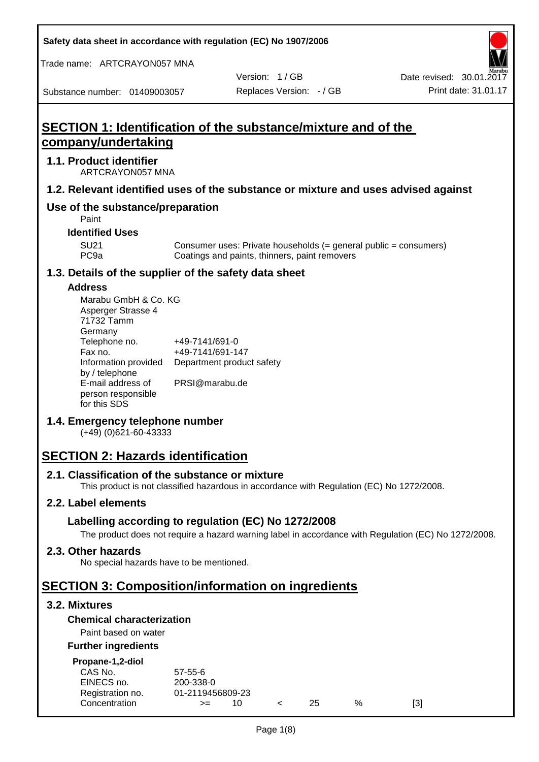# SECTION 1: Identification of the substance/mixture and of the company/undertaking

## 1.1. Product identifier

ARTCRAYON057 MNA

## 1.2. Relevant identified uses of the substance or mixture and uses advised against

### Use of the substance/preparation

Paint

**Identified Uses**

| | |
|---|---|
| SU21 | Consumer uses: Private households (= general public = consumers) |
| PC9a | Coatings and paints, thinners, paint removers |

## 1.3. Details of the supplier of the safety data sheet

**Address**

Marabu GmbH & Co. KG
Asperger Strasse 4
71732 Tamm
Germany

| | |
|---|---|
| Telephone no. | +49-7141/691-0 |
| Fax no. | +49-7141/691-147 |
| Information provided by / telephone | Department product safety |
| E-mail address of person responsible for this SDS | PRSI@marabu.de |

## 1.4. Emergency telephone number

(+49) (0)621-60-43333

# SECTION 2: Hazards identification

## 2.1. Classification of the substance or mixture

This product is not classified hazardous in accordance with Regulation (EC) No 1272/2008.

## 2.2. Label elements

### Labelling according to regulation (EC) No 1272/2008

The product does not require a hazard warning label in accordance with Regulation (EC) No 1272/2008.

## 2.3. Other hazards

No special hazards have to be mentioned.

# SECTION 3: Composition/information on ingredients

## 3.2. Mixtures

**Chemical characterization**

Paint based on water

**Further ingredients**

**Propane-1,2-diol**

| | | | | | | |
|---|---|---|---|---|---|---|
| CAS No. | 57-55-6 | | | | | |
| EINECS no. | 200-338-0 | | | | | |
| Registration no. | 01-2119456809-23 | | | | | |
| Concentration | >= | 10 | < | 25 | % | [3] |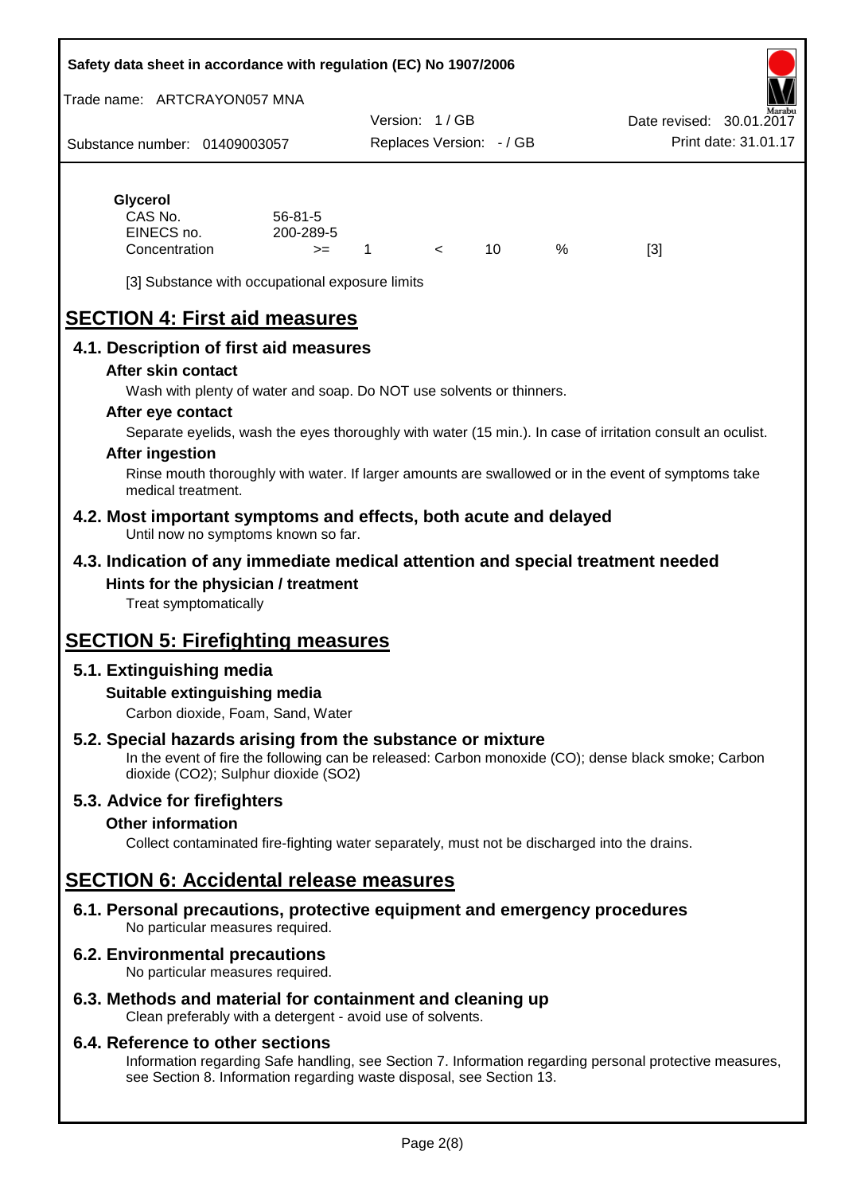**Glycerol**

| | | | | | | |
|---|---|---|---|---|---|---|
| CAS No. | 56-81-5 | | | | | |
| EINECS no. | 200-289-5 | | | | | |
| Concentration | >= | 1 | < | 10 | % | [3] |

[3] Substance with occupational exposure limits

# SECTION 4: First aid measures

## 4.1. Description of first aid measures

### After skin contact

Wash with plenty of water and soap. Do NOT use solvents or thinners.

### After eye contact

Separate eyelids, wash the eyes thoroughly with water (15 min.). In case of irritation consult an oculist.

### After ingestion

Rinse mouth thoroughly with water. If larger amounts are swallowed or in the event of symptoms take medical treatment.

## 4.2. Most important symptoms and effects, both acute and delayed

Until now no symptoms known so far.

## 4.3. Indication of any immediate medical attention and special treatment needed

### Hints for the physician / treatment

Treat symptomatically

# SECTION 5: Firefighting measures

## 5.1. Extinguishing media

### Suitable extinguishing media

Carbon dioxide, Foam, Sand, Water

## 5.2. Special hazards arising from the substance or mixture

In the event of fire the following can be released: Carbon monoxide (CO); dense black smoke; Carbon dioxide ($CO_2$); Sulphur dioxide ($SO_2$)

## 5.3. Advice for firefighters

### Other information

Collect contaminated fire-fighting water separately, must not be discharged into the drains.

# SECTION 6: Accidental release measures

## 6.1. Personal precautions, protective equipment and emergency procedures

No particular measures required.

## 6.2. Environmental precautions

No particular measures required.

## 6.3. Methods and material for containment and cleaning up

Clean preferably with a detergent - avoid use of solvents.

## 6.4. Reference to other sections

Information regarding Safe handling, see Section 7. Information regarding personal protective measures, see Section 8. Information regarding waste disposal, see Section 13.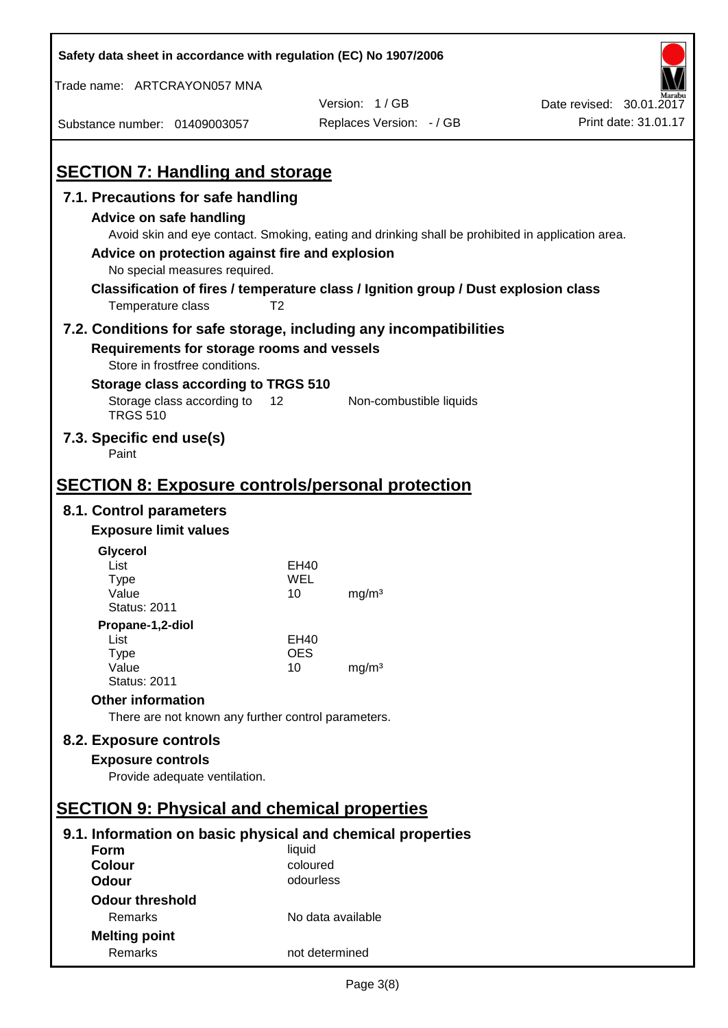## SECTION 7: Handling and storage

### 7.1. Precautions for safe handling

**Advice on safe handling**

Avoid skin and eye contact. Smoking, eating and drinking shall be prohibited in application area.

**Advice on protection against fire and explosion**

No special measures required.

**Classification of fires / temperature class / Ignition group / Dust explosion class**

| | |
|---|---|
| Temperature class | T2 |

### 7.2. Conditions for safe storage, including any incompatibilities

**Requirements for storage rooms and vessels**

Store in frostfree conditions.

**Storage class according to TRGS 510**

| | | |
|---|---|---|
| Storage class according to TRGS 510 | 12 | Non-combustible liquids |

### 7.3. Specific end use(s)

Paint

## SECTION 8: Exposure controls/personal protection

### 8.1. Control parameters

**Exposure limit values**

**Glycerol**

| | | |
|---|---|---|
| List | EH40 | |
| Type | WEL | |
| Value | 10 | mg/m³ |
| Status: 2011 | | |

**Propane-1,2-diol**

| | | |
|---|---|---|
| List | EH40 | |
| Type | OES | |
| Value | 10 | mg/m³ |
| Status: 2011 | | |

**Other information**

There are not known any further control parameters.

### 8.2. Exposure controls

**Exposure controls**

Provide adequate ventilation.

## SECTION 9: Physical and chemical properties

### 9.1. Information on basic physical and chemical properties

| | |
|---|---|
| **Form** | liquid |
| **Colour** | coloured |
| **Odour** | odourless |

**Odour threshold**

| | |
|---|---|
| Remarks | No data available |

**Melting point**

| | |
|---|---|
| Remarks | not determined |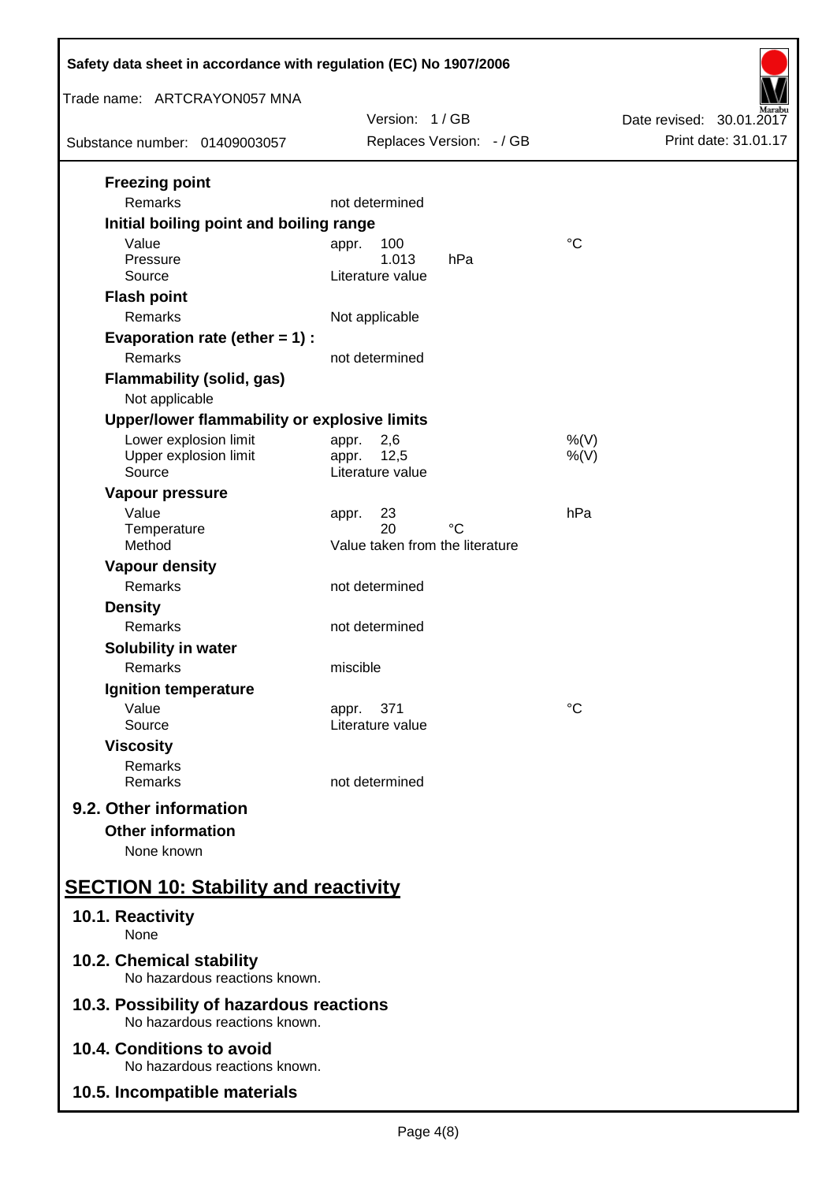**Freezing point**

| | | |
|---|---|---|
| Remarks | not determined | |

**Initial boiling point and boiling range**

| | | |
|---|---|---|
| Value | appr. 100 | °C |
| Pressure | 1.013 hPa | |
| Source | Literature value | |

**Flash point**

| | | |
|---|---|---|
| Remarks | Not applicable | |

**Evaporation rate (ether = 1) :**

| | | |
|---|---|---|
| Remarks | not determined | |

**Flammability (solid, gas)**

Not applicable

**Upper/lower flammability or explosive limits**

| | | |
|---|---|---|
| Lower explosion limit | appr. 2,6 | %(V) |
| Upper explosion limit | appr. 12,5 | %(V) |
| Source | Literature value | |

**Vapour pressure**

| | | |
|---|---|---|
| Value | appr. 23 | hPa |
| Temperature | 20 °C | |
| Method | Value taken from the literature | |

**Vapour density**

| | | |
|---|---|---|
| Remarks | not determined | |

**Density**

| | | |
|---|---|---|
| Remarks | not determined | |

**Solubility in water**

| | | |
|---|---|---|
| Remarks | miscible | |

**Ignition temperature**

| | | |
|---|---|---|
| Value | appr. 371 | °C |
| Source | Literature value | |

**Viscosity**

| | | |
|---|---|---|
| Remarks | | |
| Remarks | not determined | |

## 9.2. Other information

**Other information**

None known

# SECTION 10: Stability and reactivity

## 10.1. Reactivity

None

## 10.2. Chemical stability

No hazardous reactions known.

## 10.3. Possibility of hazardous reactions

No hazardous reactions known.

## 10.4. Conditions to avoid

No hazardous reactions known.

## 10.5. Incompatible materials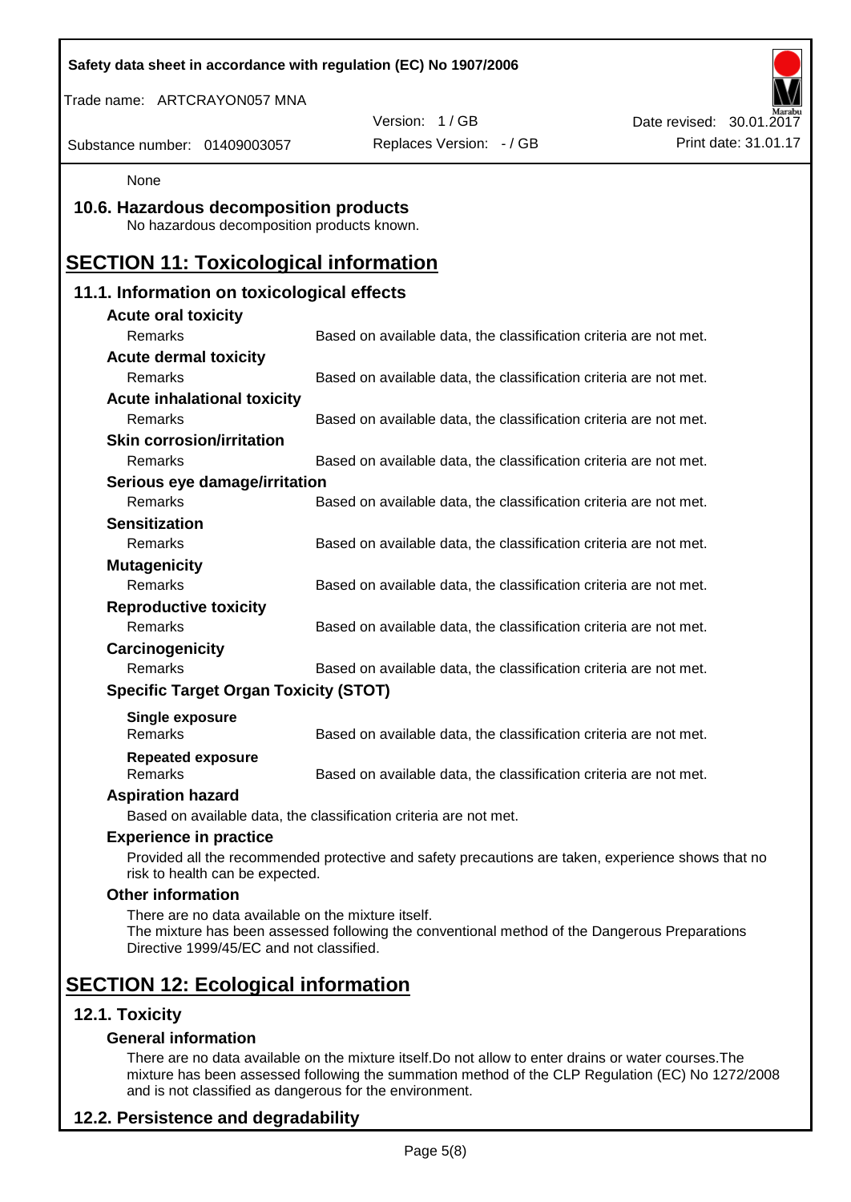None

## 10.6. Hazardous decomposition products

No hazardous decomposition products known.

# SECTION 11: Toxicological information

## 11.1. Information on toxicological effects

**Acute oral toxicity**

| | |
|---|---|
| Remarks | Based on available data, the classification criteria are not met. |

**Acute dermal toxicity**

| | |
|---|---|
| Remarks | Based on available data, the classification criteria are not met. |

**Acute inhalational toxicity**

| | |
|---|---|
| Remarks | Based on available data, the classification criteria are not met. |

**Skin corrosion/irritation**

| | |
|---|---|
| Remarks | Based on available data, the classification criteria are not met. |

**Serious eye damage/irritation**

| | |
|---|---|
| Remarks | Based on available data, the classification criteria are not met. |

**Sensitization**

| | |
|---|---|
| Remarks | Based on available data, the classification criteria are not met. |

**Mutagenicity**

| | |
|---|---|
| Remarks | Based on available data, the classification criteria are not met. |

**Reproductive toxicity**

| | |
|---|---|
| Remarks | Based on available data, the classification criteria are not met. |

**Carcinogenicity**

| | |
|---|---|
| Remarks | Based on available data, the classification criteria are not met. |

**Specific Target Organ Toxicity (STOT)**

**Single exposure**

| | |
|---|---|
| Remarks | Based on available data, the classification criteria are not met. |

**Repeated exposure**

| | |
|---|---|
| Remarks | Based on available data, the classification criteria are not met. |

**Aspiration hazard**

Based on available data, the classification criteria are not met.

**Experience in practice**

Provided all the recommended protective and safety precautions are taken, experience shows that no risk to health can be expected.

**Other information**

There are no data available on the mixture itself.
The mixture has been assessed following the conventional method of the Dangerous Preparations Directive 1999/45/EC and not classified.

# SECTION 12: Ecological information

## 12.1. Toxicity

**General information**

There are no data available on the mixture itself.Do not allow to enter drains or water courses.The mixture has been assessed following the summation method of the CLP Regulation (EC) No 1272/2008 and is not classified as dangerous for the environment.

## 12.2. Persistence and degradability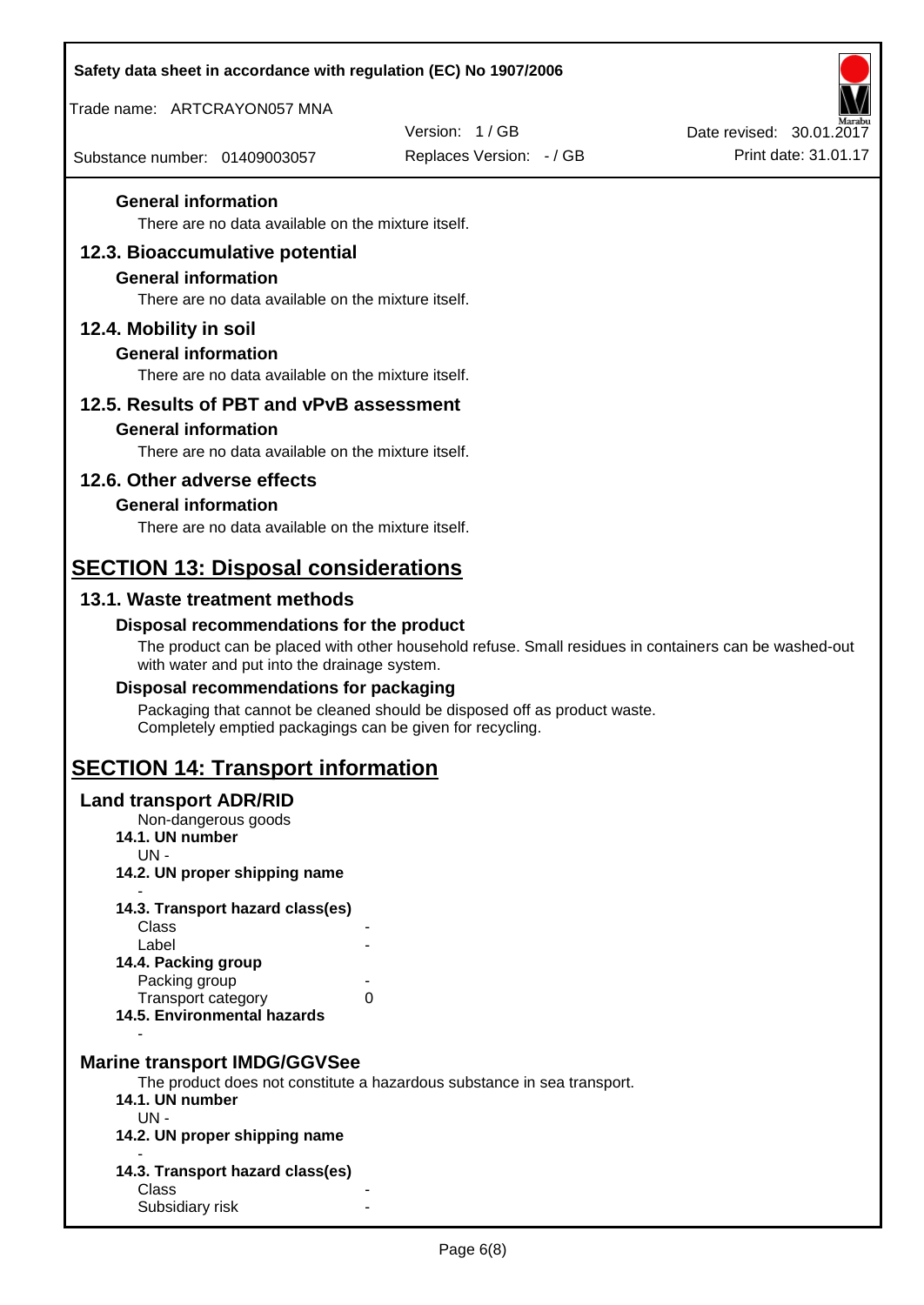**General information**

There are no data available on the mixture itself.

## 12.3. Bioaccumulative potential

**General information**

There are no data available on the mixture itself.

## 12.4. Mobility in soil

**General information**

There are no data available on the mixture itself.

## 12.5. Results of PBT and vPvB assessment

**General information**

There are no data available on the mixture itself.

## 12.6. Other adverse effects

**General information**

There are no data available on the mixture itself.

# SECTION 13: Disposal considerations

## 13.1. Waste treatment methods

**Disposal recommendations for the product**

The product can be placed with other household refuse. Small residues in containers can be washed-out with water and put into the drainage system.

**Disposal recommendations for packaging**

Packaging that cannot be cleaned should be disposed off as product waste.
Completely emptied packagings can be given for recycling.

# SECTION 14: Transport information

## Land transport ADR/RID

Non-dangerous goods

**14.1. UN number**

UN -

**14.2. UN proper shipping name**

-

**14.3. Transport hazard class(es)**

| | |
|---|---|
| Class | - |
| Label | - |

**14.4. Packing group**

| | |
|---|---|
| Packing group | - |
| Transport category | 0 |

**14.5. Environmental hazards**

-

## Marine transport IMDG/GGVSee

The product does not constitute a hazardous substance in sea transport.

**14.1. UN number**

UN -

**14.2. UN proper shipping name**

-

**14.3. Transport hazard class(es)**

| | |
|---|---|
| Class | - |
| Subsidiary risk | - |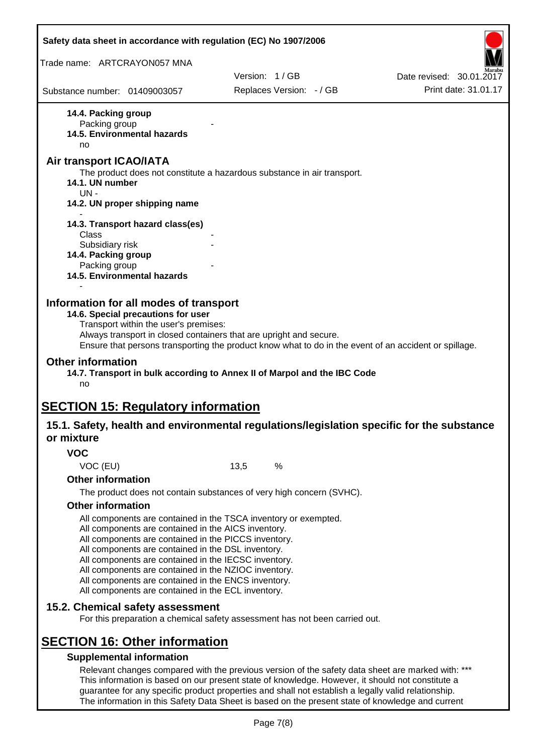**14.4. Packing group**

Packing group -

**14.5. Environmental hazards**

no

## Air transport ICAO/IATA

The product does not constitute a hazardous substance in air transport.

**14.1. UN number**

UN -

**14.2. UN proper shipping name**

-

**14.3. Transport hazard class(es)**

Class -

Subsidiary risk -

**14.4. Packing group**

Packing group -

**14.5. Environmental hazards**

-

## Information for all modes of transport

**14.6. Special precautions for user**

Transport within the user's premises:
Always transport in closed containers that are upright and secure.
Ensure that persons transporting the product know what to do in the event of an accident or spillage.

## Other information

**14.7. Transport in bulk according to Annex II of Marpol and the IBC Code**

no

# SECTION 15: Regulatory information

## 15.1. Safety, health and environmental regulations/legislation specific for the substance or mixture

### VOC

VOC (EU) 13,5 %

### Other information

The product does not contain substances of very high concern (SVHC).

### Other information

All components are contained in the TSCA inventory or exempted.
All components are contained in the AICS inventory.
All components are contained in the PICCS inventory.
All components are contained in the DSL inventory.
All components are contained in the IECSC inventory.
All components are contained in the NZIOC inventory.
All components are contained in the ENCS inventory.
All components are contained in the ECL inventory.

## 15.2. Chemical safety assessment

For this preparation a chemical safety assessment has not been carried out.

# SECTION 16: Other information

### Supplemental information

Relevant changes compared with the previous version of the safety data sheet are marked with: ***
This information is based on our present state of knowledge. However, it should not constitute a guarantee for any specific product properties and shall not establish a legally valid relationship.
The information in this Safety Data Sheet is based on the present state of knowledge and current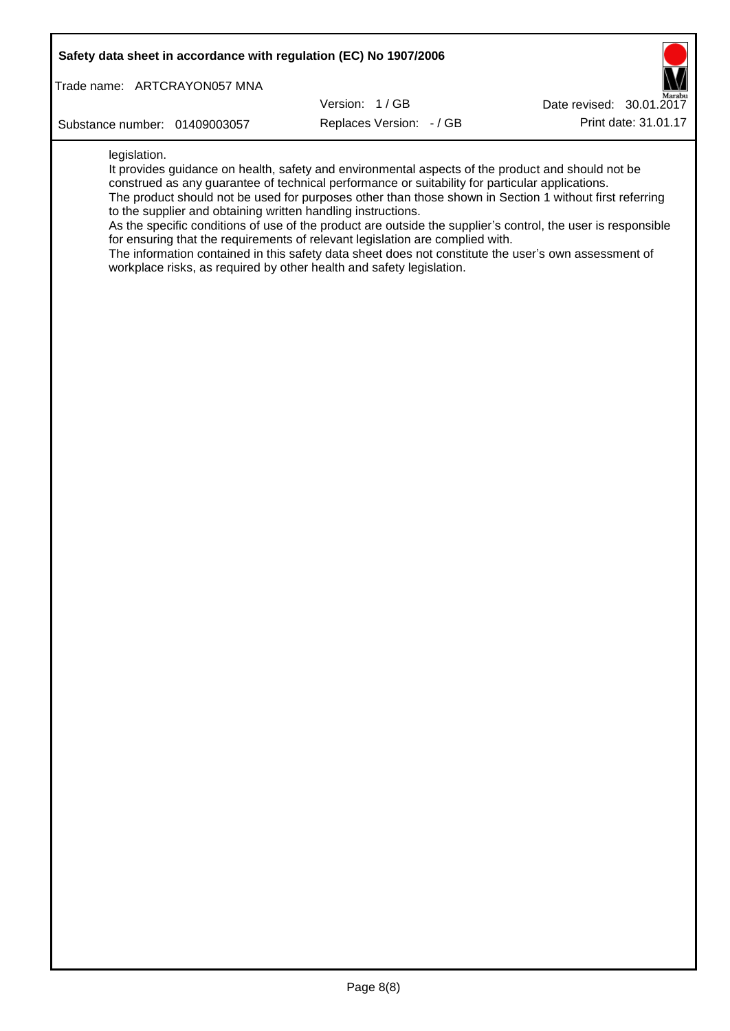legislation.
It provides guidance on health, safety and environmental aspects of the product and should not be construed as any guarantee of technical performance or suitability for particular applications.
The product should not be used for purposes other than those shown in Section 1 without first referring to the supplier and obtaining written handling instructions.
As the specific conditions of use of the product are outside the supplier's control, the user is responsible for ensuring that the requirements of relevant legislation are complied with.
The information contained in this safety data sheet does not constitute the user's own assessment of workplace risks, as required by other health and safety legislation.